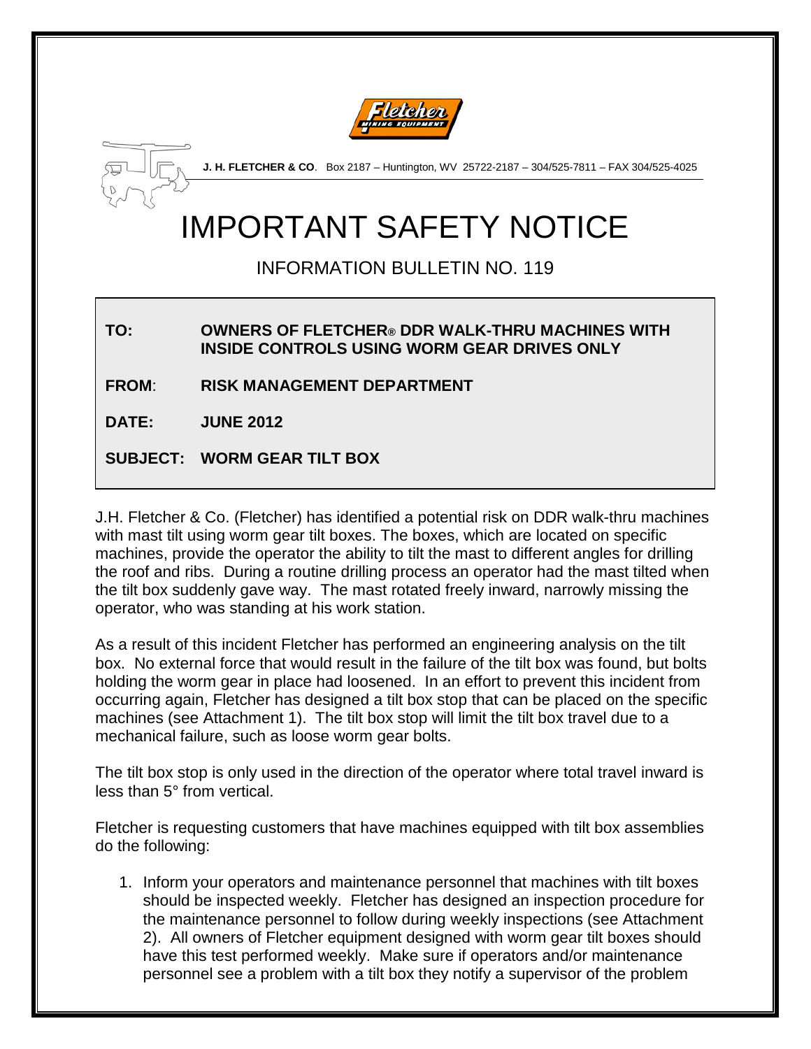**J. H. FLETCHER & CO**. Box 2187 – Huntington, WV 25722-2187 – 304/525-7811 – FAX 304/525-4025

# IMPORTANT SAFETY NOTICE

## INFORMATION BULLETIN NO. 119

**TO:** **OWNERS OF FLETCHER® DDR WALK-THRU MACHINES WITH INSIDE CONTROLS USING WORM GEAR DRIVES ONLY**

**FROM**: **RISK MANAGEMENT DEPARTMENT**

**DATE:** **JUNE 2012**

**SUBJECT:** **WORM GEAR TILT BOX**

J.H. Fletcher & Co. (Fletcher) has identified a potential risk on DDR walk-thru machines with mast tilt using worm gear tilt boxes. The boxes, which are located on specific machines, provide the operator the ability to tilt the mast to different angles for drilling the roof and ribs. During a routine drilling process an operator had the mast tilted when the tilt box suddenly gave way. The mast rotated freely inward, narrowly missing the operator, who was standing at his work station.

As a result of this incident Fletcher has performed an engineering analysis on the tilt box. No external force that would result in the failure of the tilt box was found, but bolts holding the worm gear in place had loosened. In an effort to prevent this incident from occurring again, Fletcher has designed a tilt box stop that can be placed on the specific machines (see Attachment 1). The tilt box stop will limit the tilt box travel due to a mechanical failure, such as loose worm gear bolts.

The tilt box stop is only used in the direction of the operator where total travel inward is less than 5° from vertical.

Fletcher is requesting customers that have machines equipped with tilt box assemblies do the following:

1. Inform your operators and maintenance personnel that machines with tilt boxes should be inspected weekly. Fletcher has designed an inspection procedure for the maintenance personnel to follow during weekly inspections (see Attachment 2). All owners of Fletcher equipment designed with worm gear tilt boxes should have this test performed weekly. Make sure if operators and/or maintenance personnel see a problem with a tilt box they notify a supervisor of the problem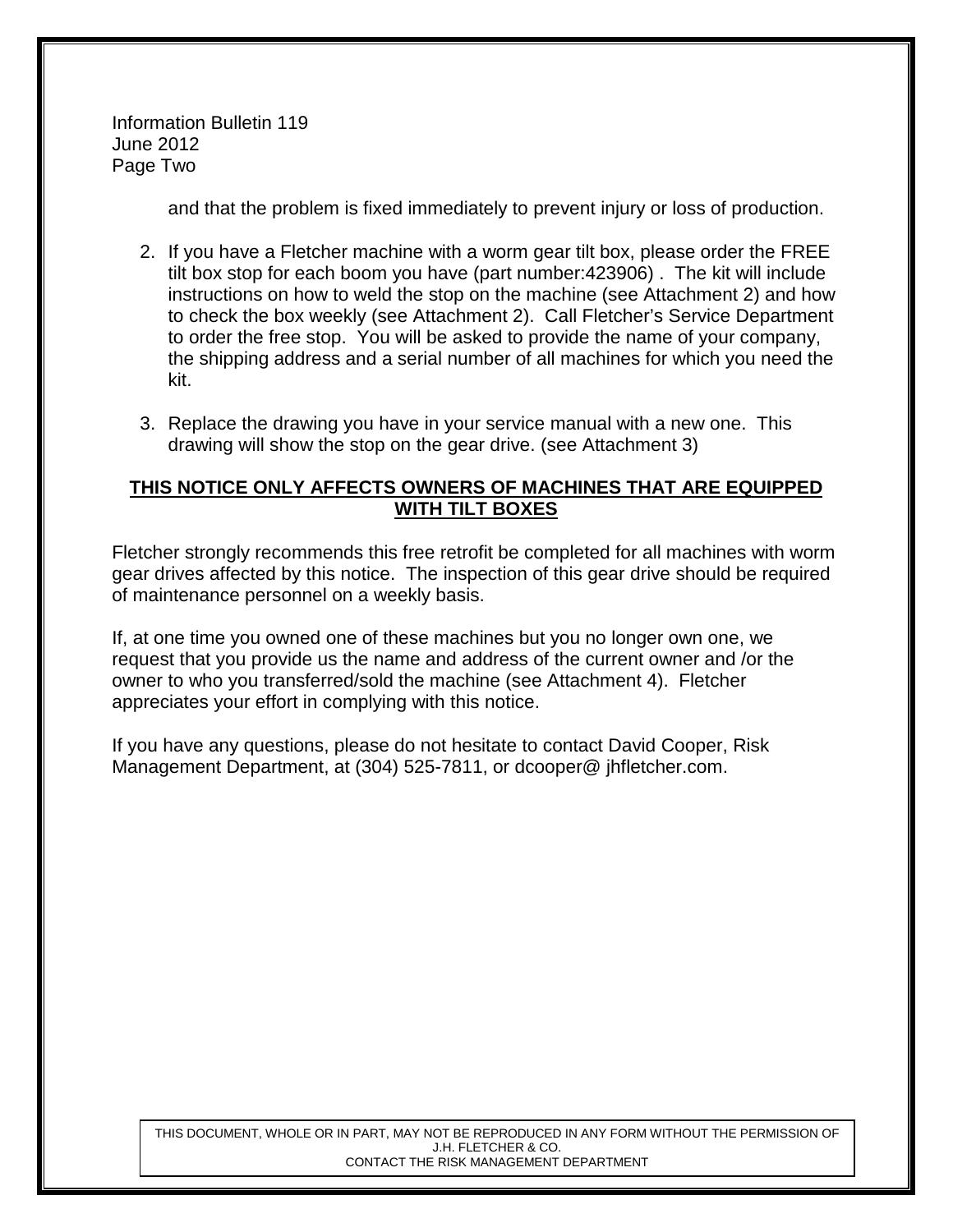and that the problem is fixed immediately to prevent injury or loss of production.

2. If you have a Fletcher machine with a worm gear tilt box, please order the FREE tilt box stop for each boom you have (part number:423906) . The kit will include instructions on how to weld the stop on the machine (see Attachment 2) and how to check the box weekly (see Attachment 2). Call Fletcher's Service Department to order the free stop. You will be asked to provide the name of your company, the shipping address and a serial number of all machines for which you need the kit.

3. Replace the drawing you have in your service manual with a new one. This drawing will show the stop on the gear drive. (see Attachment 3)

**THIS NOTICE ONLY AFFECTS OWNERS OF MACHINES THAT ARE EQUIPPED WITH TILT BOXES**

Fletcher strongly recommends this free retrofit be completed for all machines with worm gear drives affected by this notice. The inspection of this gear drive should be required of maintenance personnel on a weekly basis.

If, at one time you owned one of these machines but you no longer own one, we request that you provide us the name and address of the current owner and /or the owner to who you transferred/sold the machine (see Attachment 4). Fletcher appreciates your effort in complying with this notice.

If you have any questions, please do not hesitate to contact David Cooper, Risk Management Department, at (304) 525-7811, or dcooper@ jhfletcher.com.

THIS DOCUMENT, WHOLE OR IN PART, MAY NOT BE REPRODUCED IN ANY FORM WITHOUT THE PERMISSION OF J.H. FLETCHER & CO.
CONTACT THE RISK MANAGEMENT DEPARTMENT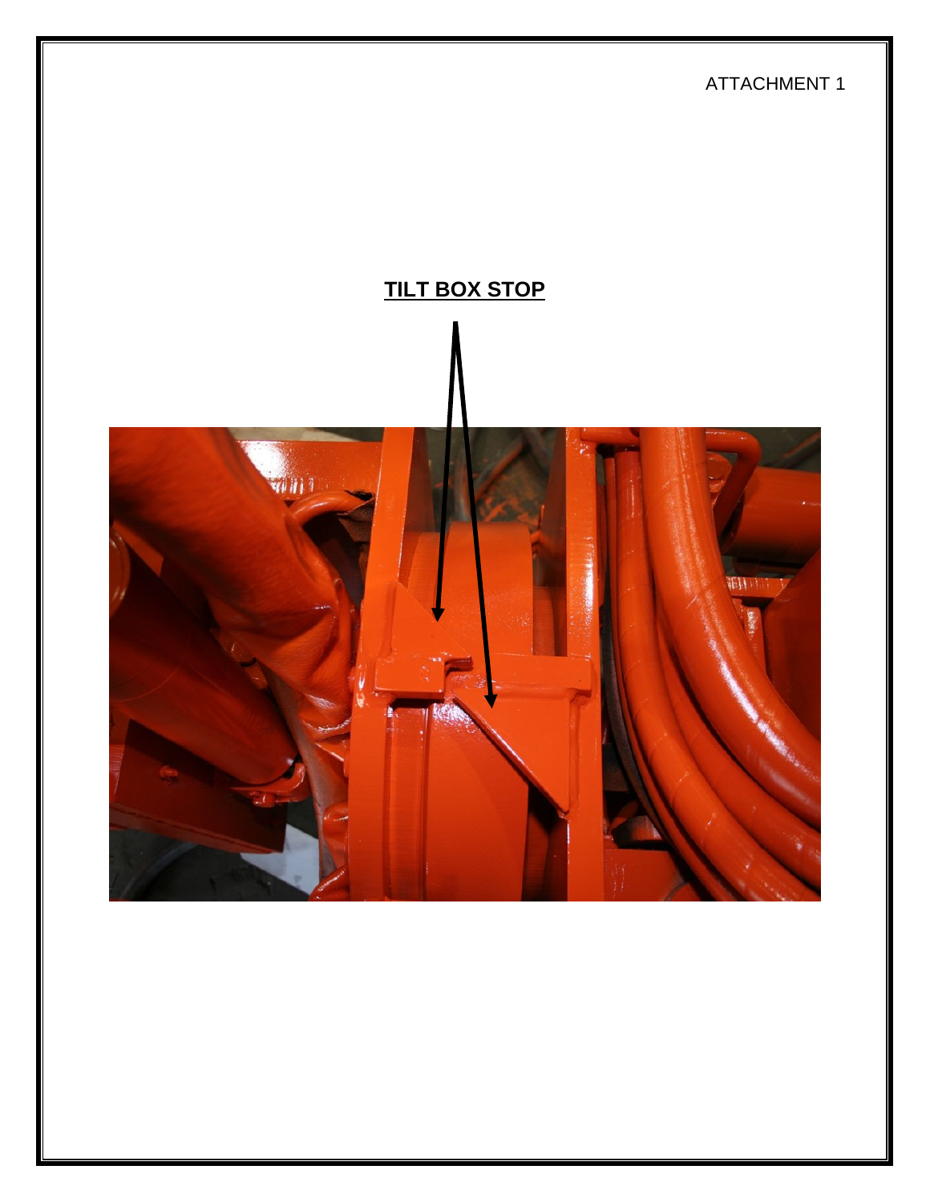ATTACHMENT 1

**TILT BOX STOP**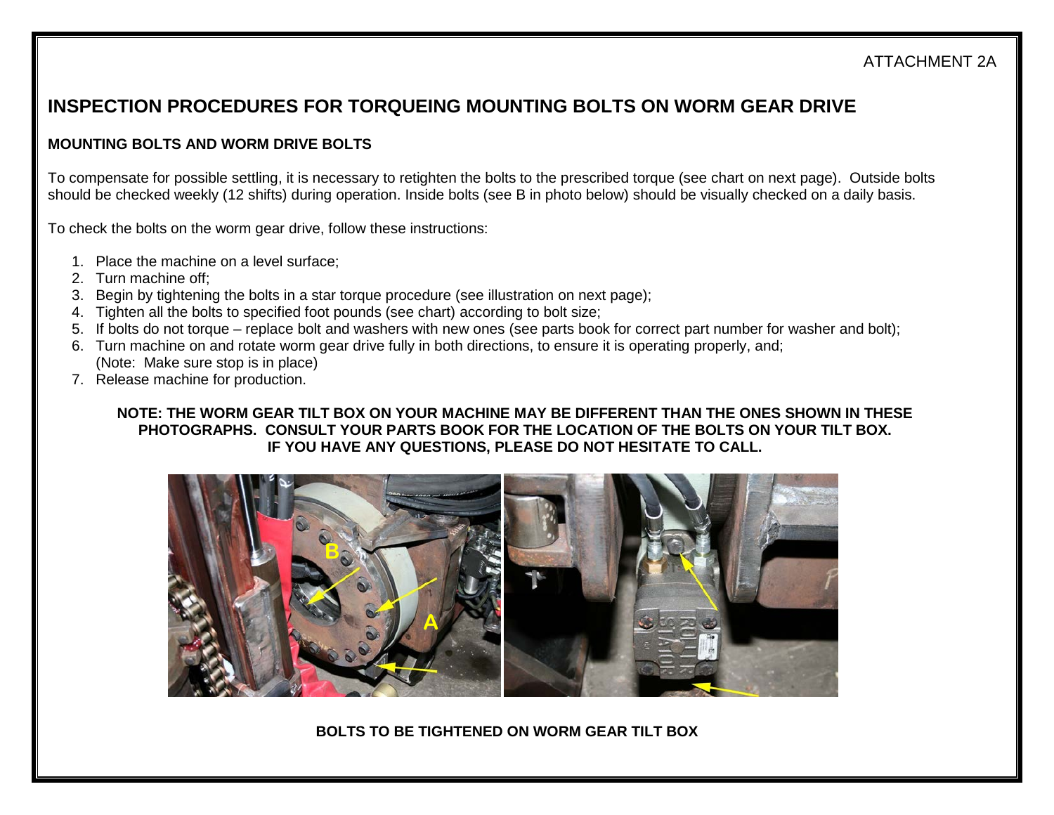ATTACHMENT 2A

# INSPECTION PROCEDURES FOR TORQUEING MOUNTING BOLTS ON WORM GEAR DRIVE

### MOUNTING BOLTS AND WORM DRIVE BOLTS

To compensate for possible settling, it is necessary to retighten the bolts to the prescribed torque (see chart on next page). Outside bolts should be checked weekly (12 shifts) during operation. Inside bolts (see B in photo below) should be visually checked on a daily basis.

To check the bolts on the worm gear drive, follow these instructions:

1. Place the machine on a level surface;
2. Turn machine off;
3. Begin by tightening the bolts in a star torque procedure (see illustration on next page);
4. Tighten all the bolts to specified foot pounds (see chart) according to bolt size;
5. If bolts do not torque – replace bolt and washers with new ones (see parts book for correct part number for washer and bolt);
6. Turn machine on and rotate worm gear drive fully in both directions, to ensure it is operating properly, and;
   (Note: Make sure stop is in place)
7. Release machine for production.

**NOTE: THE WORM GEAR TILT BOX ON YOUR MACHINE MAY BE DIFFERENT THAN THE ONES SHOWN IN THESE PHOTOGRAPHS. CONSULT YOUR PARTS BOOK FOR THE LOCATION OF THE BOLTS ON YOUR TILT BOX. IF YOU HAVE ANY QUESTIONS, PLEASE DO NOT HESITATE TO CALL.**

**BOLTS TO BE TIGHTENED ON WORM GEAR TILT BOX**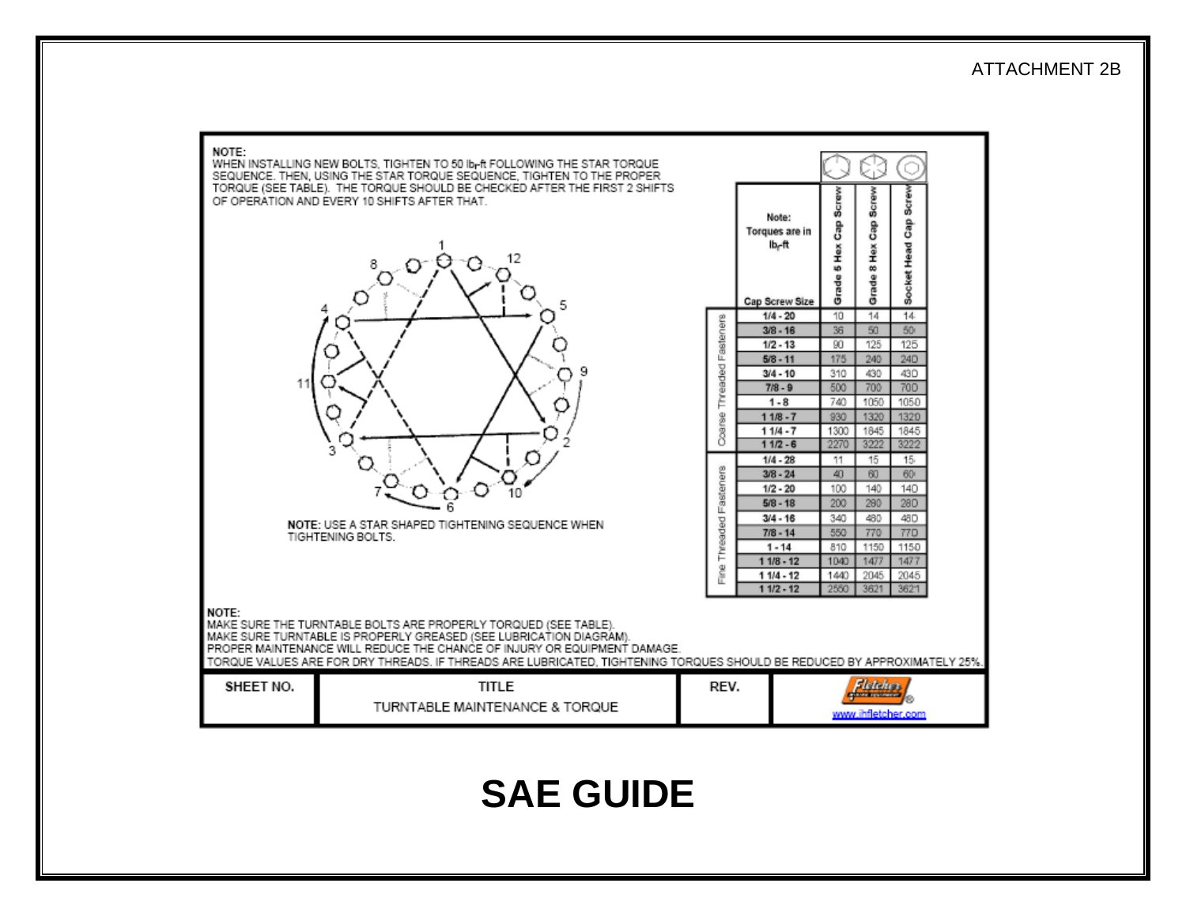ATTACHMENT 2B

NOTE:
WHEN INSTALLING NEW BOLTS, TIGHTEN TO 50 $lb_f$-ft FOLLOWING THE STAR TORQUE SEQUENCE. THEN, USING THE STAR TORQUE SEQUENCE, TIGHTEN TO THE PROPER TORQUE (SEE TABLE). THE TORQUE SHOULD BE CHECKED AFTER THE FIRST 2 SHIFTS OF OPERATION AND EVERY 10 SHIFTS AFTER THAT.

NOTE: USE A STAR SHAPED TIGHTENING SEQUENCE WHEN TIGHTENING BOLTS.

Note: Torques are in $lb_f$-ft

| | Cap Screw Size | Grade 5 Hex Cap Screw | Grade 8 Hex Cap Screw | Socket Head Cap Screw |
|---|---|---|---|---|
| Coarse Threaded Fasteners | 1/4 - 20 | 10 | 14 | 14 |
| | 3/8 - 16 | 36 | 50 | 50 |
| | 1/2 - 13 | 90 | 125 | 125 |
| | 5/8 - 11 | 175 | 240 | 240 |
| | 3/4 - 10 | 310 | 430 | 430 |
| | 7/8 - 9 | 500 | 700 | 700 |
| | 1 - 8 | 740 | 1050 | 1050 |
| | 1 1/8 - 7 | 930 | 1320 | 1320 |
| | 1 1/4 - 7 | 1300 | 1845 | 1845 |
| | 1 1/2 - 6 | 2270 | 3222 | 3222 |
| Fine Threaded Fasteners | 1/4 - 28 | 11 | 15 | 15 |
| | 3/8 - 24 | 40 | 60 | 60 |
| | 1/2 - 20 | 100 | 140 | 140 |
| | 5/8 - 18 | 200 | 280 | 280 |
| | 3/4 - 16 | 340 | 480 | 480 |
| | 7/8 - 14 | 550 | 770 | 770 |
| | 1 - 14 | 810 | 1150 | 1150 |
| | 1 1/8 - 12 | 1040 | 1477 | 1477 |
| | 1 1/4 - 12 | 1440 | 2045 | 2045 |
| | 1 1/2 - 12 | 2550 | 3621 | 3621 |

NOTE:
MAKE SURE THE TURNTABLE BOLTS ARE PROPERLY TORQUED (SEE TABLE).
MAKE SURE TURNTABLE IS PROPERLY GREASED (SEE LUBRICATION DIAGRAM).
PROPER MAINTENANCE WILL REDUCE THE CHANCE OF INJURY OR EQUIPMENT DAMAGE.
TORQUE VALUES ARE FOR DRY THREADS. IF THREADS ARE LUBRICATED, TIGHTENING TORQUES SHOULD BE REDUCED BY APPROXIMATELY 25%.

| SHEET NO. | TITLE | REV. | |
|---|---|---|---|
| | TURNTABLE MAINTENANCE & TORQUE | | Fletcher® www.jhfletcher.com |

# SAE GUIDE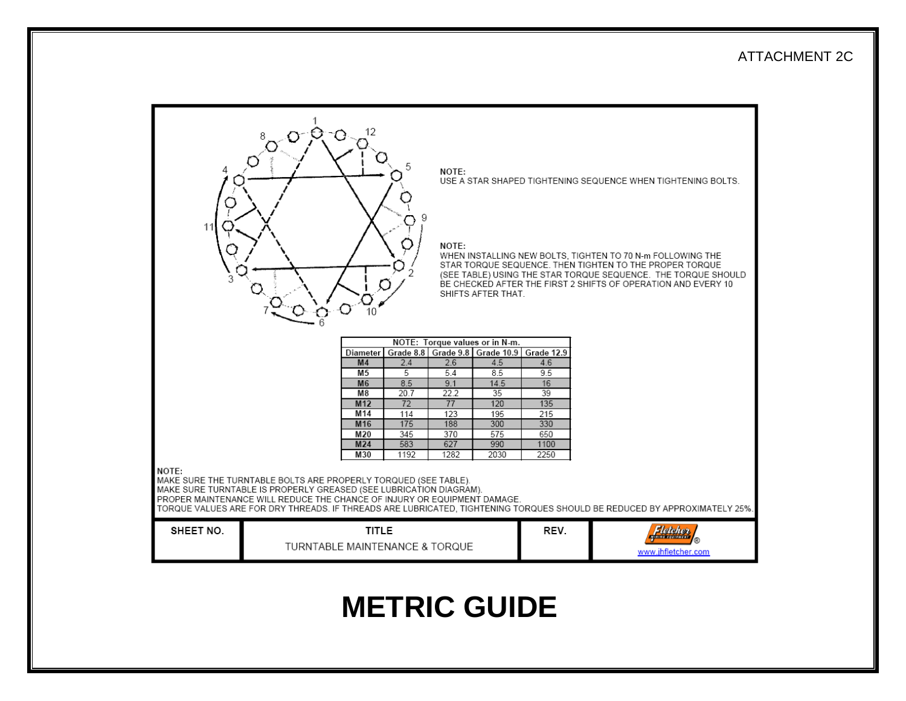ATTACHMENT 2C

NOTE:
USE A STAR SHAPED TIGHTENING SEQUENCE WHEN TIGHTENING BOLTS.

NOTE:
WHEN INSTALLING NEW BOLTS, TIGHTEN TO 70 N-m FOLLOWING THE STAR TORQUE SEQUENCE. THEN TIGHTEN TO THE PROPER TORQUE (SEE TABLE) USING THE STAR TORQUE SEQUENCE. THE TORQUE SHOULD BE CHECKED AFTER THE FIRST 2 SHIFTS OF OPERATION AND EVERY 10 SHIFTS AFTER THAT.

NOTE: Torque values are in N-m.

| Diameter | Grade 8.8 | Grade 9.8 | Grade 10.9 | Grade 12.9 |
|---|---|---|---|---|
| M4 | 2.4 | 2.6 | 4.5 | 4.6 |
| M5 | 5 | 5.4 | 8.5 | 9.5 |
| M6 | 8.5 | 9.1 | 14.5 | 16 |
| M8 | 20.7 | 22.2 | 35 | 39 |
| M12 | 72 | 77 | 120 | 135 |
| M14 | 114 | 123 | 195 | 215 |
| M16 | 175 | 188 | 300 | 330 |
| M20 | 345 | 370 | 575 | 650 |
| M24 | 583 | 627 | 990 | 1100 |
| M30 | 1192 | 1282 | 2030 | 2250 |

NOTE:
MAKE SURE THE TURNTABLE BOLTS ARE PROPERLY TORQUED (SEE TABLE).
MAKE SURE TURNTABLE IS PROPERLY GREASED (SEE LUBRICATION DIAGRAM).
PROPER MAINTENANCE WILL REDUCE THE CHANCE OF INJURY OR EQUIPMENT DAMAGE.
TORQUE VALUES ARE FOR DRY THREADS. IF THREADS ARE LUBRICATED, TIGHTENING TORQUES SHOULD BE REDUCED BY APPROXIMATELY 25%.

| SHEET NO. | TITLE | REV. | |
|---|---|---|---|
| | TURNTABLE MAINTENANCE & TORQUE | | Fletcher® www.jhfletcher.com |

# METRIC GUIDE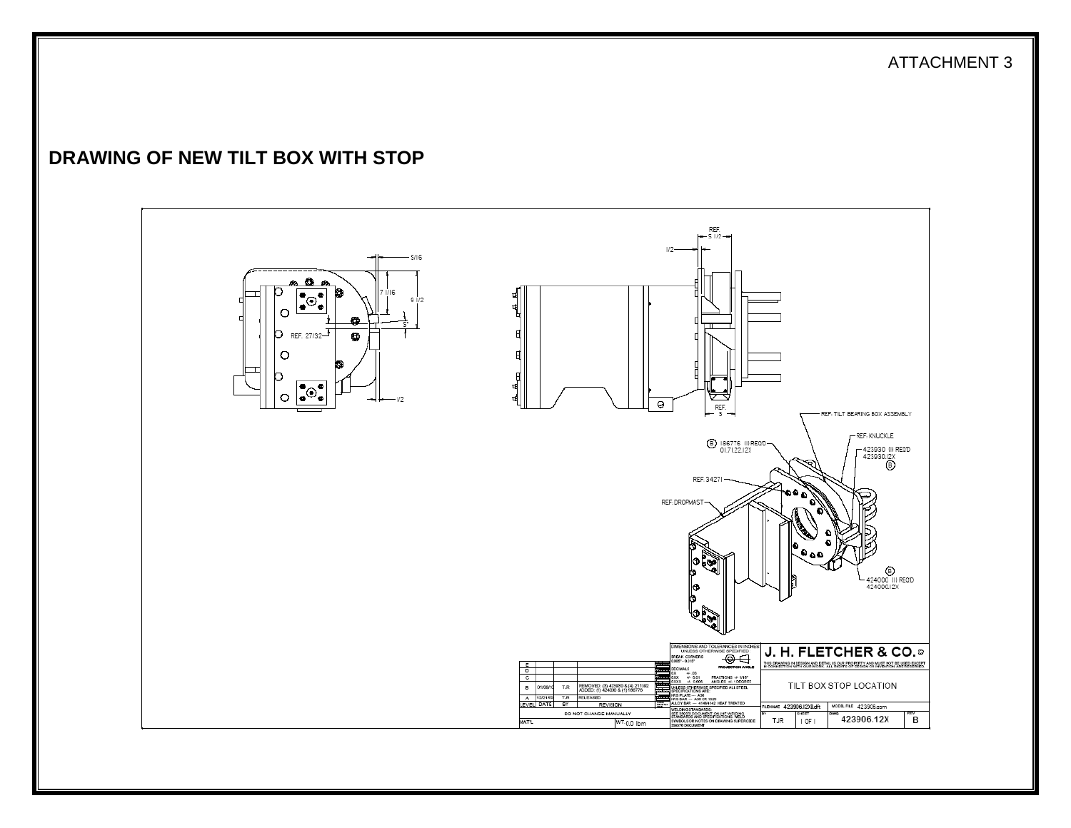ATTACHMENT 3

## DRAWING OF NEW TILT BOX WITH STOP

REF. 5 1/2

1/2

5/16

7 1/16

9 1/2

5°

REF. 27/32

1/2

REF. 5

REF. TILT BEARING BOX ASSEMBLY

(B) 186776 (1) REQ'D 017122.12X

REF. KNUCKLE

423930 (1) REQ'D 423930.12X (B)

REF. 34271

REF. DROPMAST

(B) 424000 (1) REQ'D 424000.12X

| LEVEL | DATE | BY | REVISION |
|---|---|---|---|
| E | | | |
| D | | | |
| C | | | |
| B | 01/08/10 | TJR | REMOVED: (3) 423930 & (4) 211392 ADDED: (1) 424000 & (1) 186776 |
| A | 12/21/09 | TJR | RELEASED |

DO NOT CHANGE MANUALLY

MAT'L | WT: 0.0 lbm

DIMENSIONS AND TOLERANCES IN INCHES UNLESS OTHERWISE SPECIFIED
BREAK CORNERS 0.005" - 0.015"
PROJECTION ANGLE
DECIMALS
.0X +/- .03
0.XX +/- 0.01 FRACTIONS +/- 1/16"
0.XXX +/- 0.005 ANGLES +/- 1 DEGREE
UNLESS OTHERWISE SPECIFIED ALL STEEL SPECIFICATIONS ARE:
HRS PLATE — A36
HRS BAR — A36 OR 1020
ALLOY BAR — 4140/4142 HEAT TREATED
WELDING STANDARDS:
SEE 359370 DOCUMENT ON JHF WELDING STANDARDS AND SPECIFICATIONS. WELD SYMBOLS OR NOTES ON DRAWING SUPERCEDE 359370 DOCUMENT

**J. H. FLETCHER & CO.**

THIS DRAWING IN DESIGN AND DETAIL IS OUR PROPERTY AND MUST NOT BE USED EXCEPT IN CONNECTION WITH OUR WORK. ALL RIGHTS OF DESIGN OR INVENTION ARE RESERVED.

TILT BOX STOP LOCATION

| FILENAME | MODEL FILE | | |
|---|---|---|---|
| 423906.12X&dft | 423906.asm | | |
| BY | SHEET | DWG. | REV |
| TJR | 1 OF 1 | 423906.12X | B |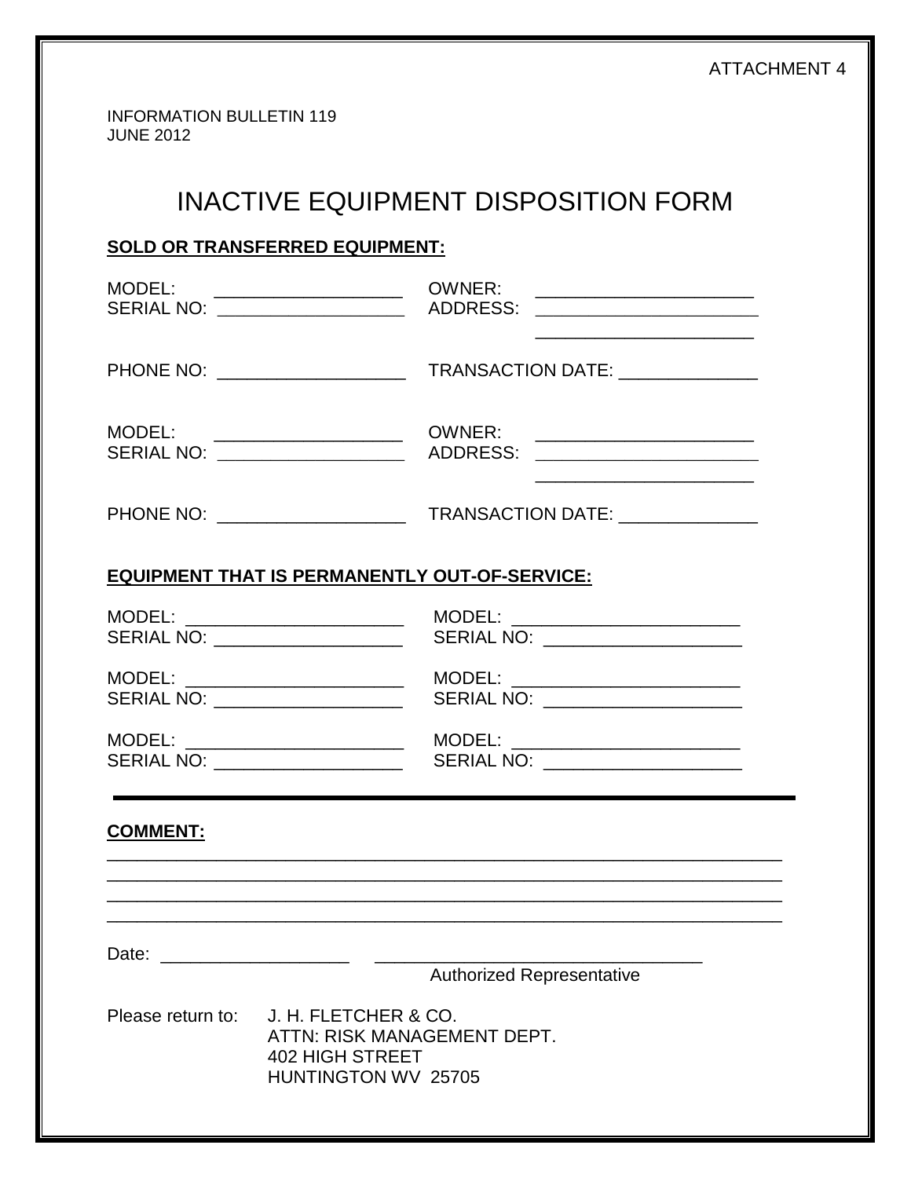ATTACHMENT 4

INFORMATION BULLETIN 119
JUNE 2012

# INACTIVE EQUIPMENT DISPOSITION FORM

**SOLD OR TRANSFERRED EQUIPMENT:**

MODEL: ____________________ OWNER: ______________________
SERIAL NO: ____________________ ADDRESS: ______________________
______________________

PHONE NO: ____________________ TRANSACTION DATE: ______________

MODEL: ____________________ OWNER: ______________________
SERIAL NO: ____________________ ADDRESS: ______________________
______________________

PHONE NO: ____________________ TRANSACTION DATE: ______________

**EQUIPMENT THAT IS PERMANENTLY OUT-OF-SERVICE:**

MODEL: ______________________ MODEL: ______________________
SERIAL NO: ____________________ SERIAL NO: ____________________

MODEL: ______________________ MODEL: ______________________
SERIAL NO: ____________________ SERIAL NO: ____________________

MODEL: ______________________ MODEL: ______________________
SERIAL NO: ____________________ SERIAL NO: ____________________

---

**COMMENT:**

______________________________________________________________________
______________________________________________________________________
______________________________________________________________________
______________________________________________________________________

Date: ____________________ ________________________________
Authorized Representative

Please return to: J. H. FLETCHER & CO.
ATTN: RISK MANAGEMENT DEPT.
402 HIGH STREET
HUNTINGTON WV 25705